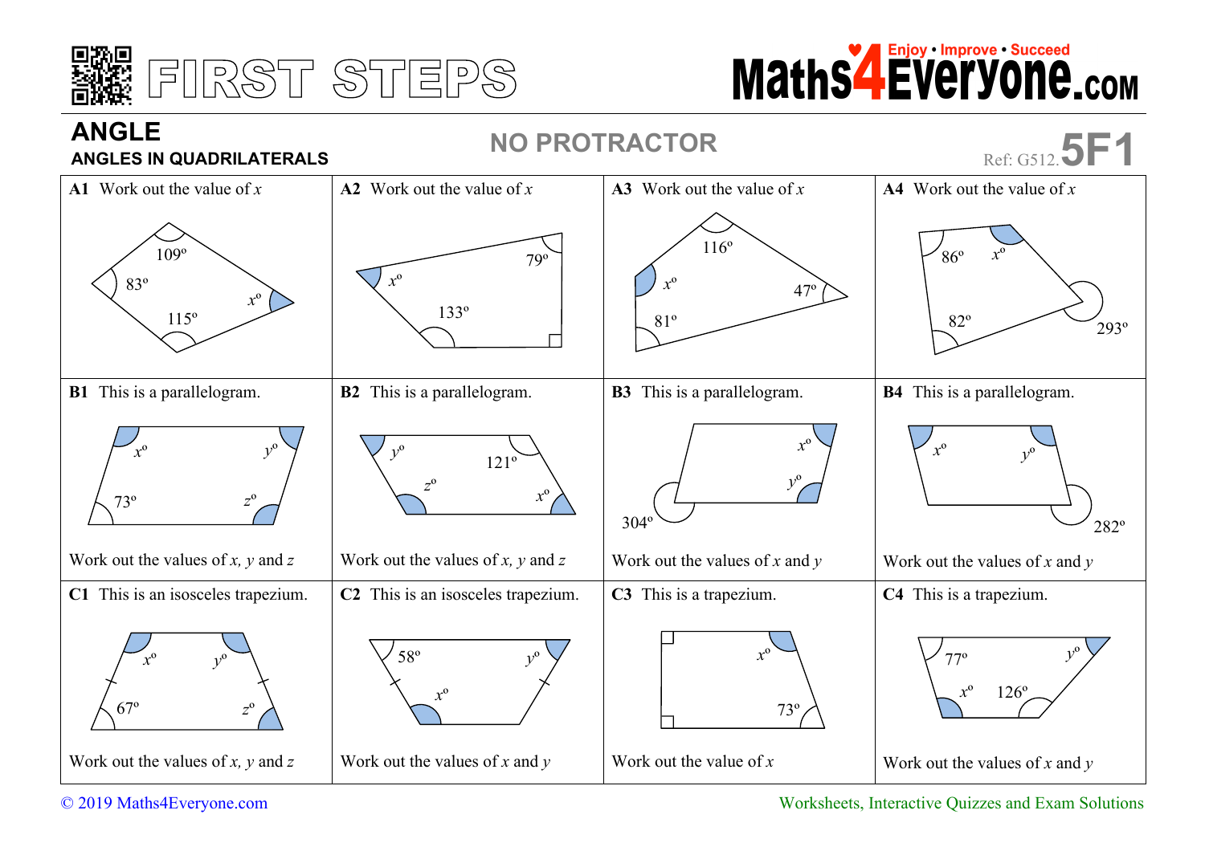# FIRST STEPS

## ANGLE

### ANGLES IN QUADRILATERALS

**NO PROTRACTOR**

Ref: G512.**5F1**

**A1** Work out the value of $x$

$109^\circ$, $83^\circ$, $115^\circ$, $x^\circ$

**A2** Work out the value of $x$

$x^\circ$, $79^\circ$, $133^\circ$

**A3** Work out the value of $x$

$116^\circ$, $x^\circ$, $47^\circ$, $81^\circ$

**A4** Work out the value of $x$

$86^\circ$, $x^\circ$, $82^\circ$, $293^\circ$

**B1** This is a parallelogram.

$x^\circ$, $y^\circ$, $73^\circ$, $z^\circ$

Work out the values of $x$, $y$ and $z$

**B2** This is a parallelogram.

$y^\circ$, $121^\circ$, $z^\circ$, $x^\circ$

Work out the values of $x$, $y$ and $z$

**B3** This is a parallelogram.

$x^\circ$, $y^\circ$, $304^\circ$

Work out the values of $x$ and $y$

**B4** This is a parallelogram.

$x^\circ$, $y^\circ$, $282^\circ$

Work out the values of $x$ and $y$

**C1** This is an isosceles trapezium.

$x^\circ$, $y^\circ$, $67^\circ$, $z^\circ$

Work out the values of $x$, $y$ and $z$

**C2** This is an isosceles trapezium.

$58^\circ$, $y^\circ$, $x^\circ$

Work out the values of $x$ and $y$

**C3** This is a trapezium.

$x^\circ$, $73^\circ$

Work out the value of $x$

**C4** This is a trapezium.

$77^\circ$, $y^\circ$, $x^\circ$, $126^\circ$

Work out the values of $x$ and $y$

© 2019 Maths4Everyone.com

Worksheets, Interactive Quizzes and Exam Solutions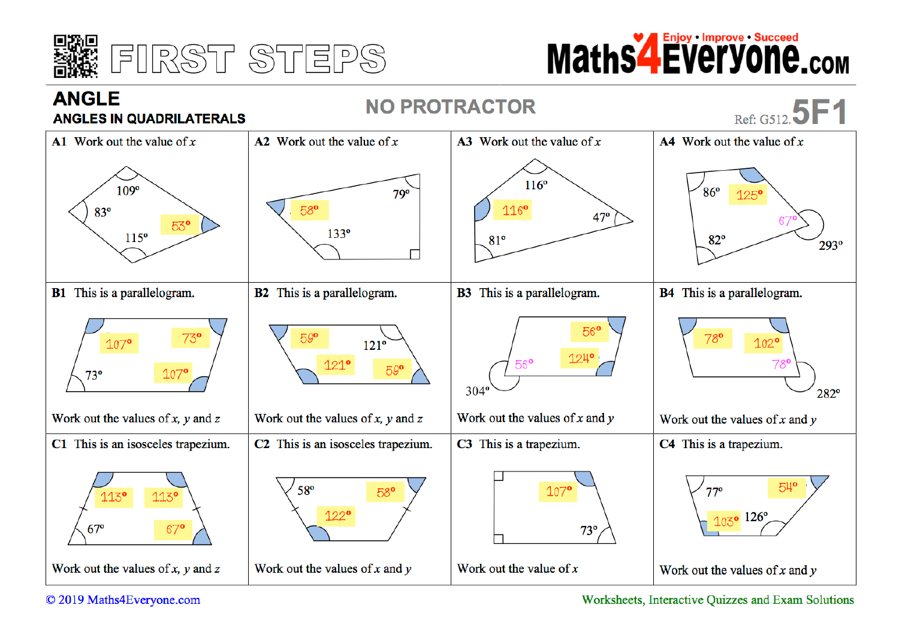# FIRST STEPS

Maths4Everyone.com — Enjoy • Improve • Succeed

## ANGLE
### ANGLES IN QUADRILATERALS

**NO PROTRACTOR**

Ref: G512. **5F1**

**A1** Work out the value of $x$

109°
83°
115°
53°

**A2** Work out the value of $x$

79°
58°
133°

**A3** Work out the value of $x$

116°
116°
47°
81°

**A4** Work out the value of $x$

86°
125°
67°
82°
293°

**B1** This is a parallelogram.

107°
73°
73°
107°

Work out the values of $x$, $y$ and $z$

**B2** This is a parallelogram.

59°
121°
121°
59°

Work out the values of $x$, $y$ and $z$

**B3** This is a parallelogram.

56°
56°
124°
304°

Work out the values of $x$ and $y$

**B4** This is a parallelogram.

78°
102°
78°
282°

Work out the values of $x$ and $y$

**C1** This is an isosceles trapezium.

113°
113°
67°
67°

Work out the values of $x$, $y$ and $z$

**C2** This is an isosceles trapezium.

58°
58°
122°

Work out the values of $x$ and $y$

**C3** This is a trapezium.

107°
73°

Work out the value of $x$

**C4** This is a trapezium.

77°
54°
103°
126°

Work out the values of $x$ and $y$

© 2019 Maths4Everyone.com

Worksheets, Interactive Quizzes and Exam Solutions